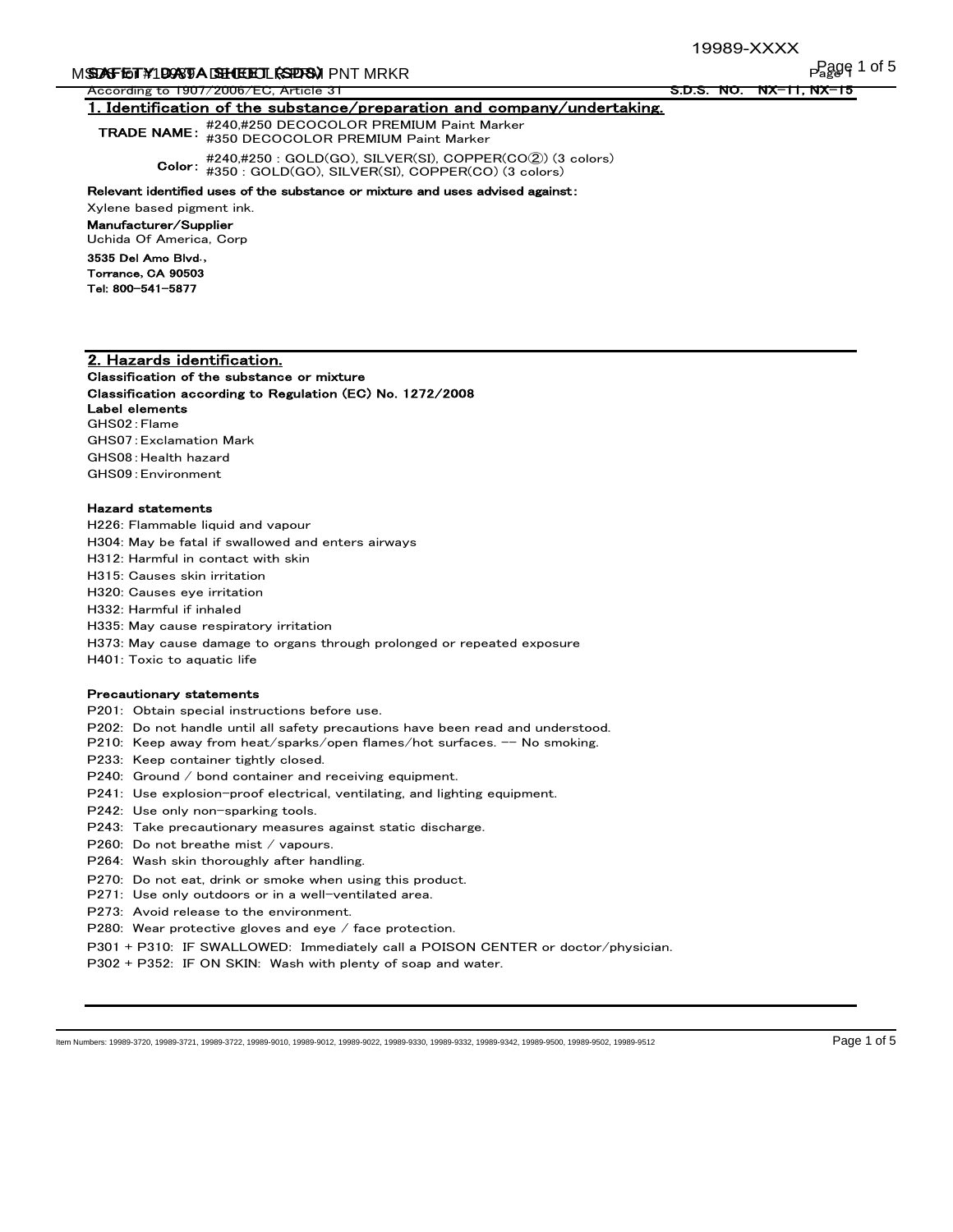SAFETY DATA SHEET (SDS)

According to 1907/2006/EC, Article 31

S.D.S. NO. NX-11, NX-15

## 1. Identification of the substance/preparation and company/undertaking.

**TRADE NAME:** #240,#250 DECOCOLOR PREMIUM Paint Marker
#350 DECOCOLOR PREMIUM Paint Marker

**Color:** #240,#250 : GOLD(GO), SILVER(SI), COPPER(CO②) (3 colors)
#350 : GOLD(GO), SILVER(SI), COPPER(CO) (3 colors)

**Relevant identified uses of the substance or mixture and uses advised against:**

Xylene based pigment ink.

**Manufacturer/Supplier**

Uchida Of America, Corp

**3535 Del Amo Blvd.,**
**Torrance, CA 90503**
**Tel: 800-541-5877**

## 2. Hazards identification.

**Classification of the substance or mixture**

**Classification according to Regulation (EC) No. 1272/2008**

**Label elements**

GHS02:Flame
GHS07:Exclamation Mark
GHS08:Health hazard
GHS09:Environment

**Hazard statements**

H226: Flammable liquid and vapour
H304: May be fatal if swallowed and enters airways
H312: Harmful in contact with skin
H315: Causes skin irritation
H320: Causes eye irritation
H332: Harmful if inhaled
H335: May cause respiratory irritation
H373: May cause damage to organs through prolonged or repeated exposure
H401: Toxic to aquatic life

**Precautionary statements**

P201: Obtain special instructions before use.
P202: Do not handle until all safety precautions have been read and understood.
P210: Keep away from heat/sparks/open flames/hot surfaces. -- No smoking.
P233: Keep container tightly closed.
P240: Ground / bond container and receiving equipment.
P241: Use explosion-proof electrical, ventilating, and lighting equipment.
P242: Use only non-sparking tools.
P243: Take precautionary measures against static discharge.
P260: Do not breathe mist / vapours.
P264: Wash skin thoroughly after handling.
P270: Do not eat, drink or smoke when using this product.
P271: Use only outdoors or in a well-ventilated area.
P273: Avoid release to the environment.
P280: Wear protective gloves and eye / face protection.
P301 + P310: IF SWALLOWED: Immediately call a POISON CENTER or doctor/physician.
P302 + P352: IF ON SKIN: Wash with plenty of soap and water.

Item Numbers: 19989-3720, 19989-3721, 19989-3722, 19989-9010, 19989-9012, 19989-9022, 19989-9330, 19989-9332, 19989-9342, 19989-9500, 19989-9502, 19989-9512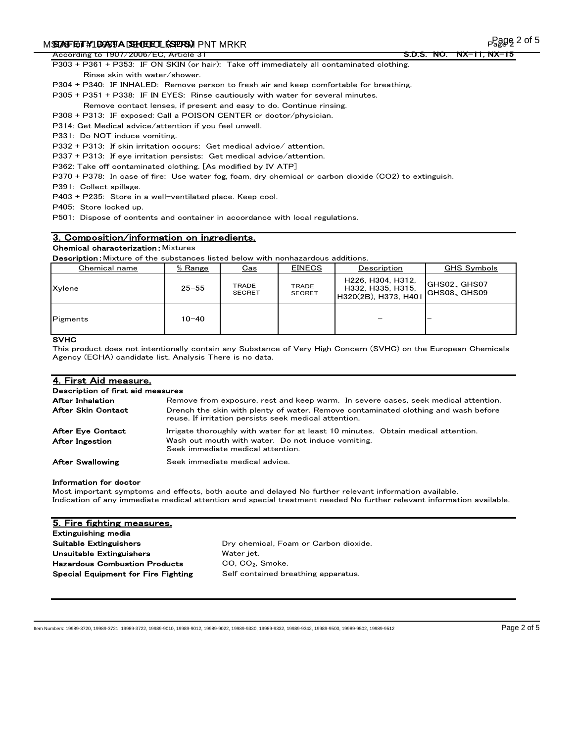P303 + P361 + P353: IF ON SKIN (or hair): Take off immediately all contaminated clothing.
Rinse skin with water/shower.
P304 + P340: IF INHALED: Remove person to fresh air and keep comfortable for breathing.
P305 + P351 + P338: IF IN EYES: Rinse cautiously with water for several minutes.
Remove contact lenses, if present and easy to do. Continue rinsing.
P308 + P313: IF exposed: Call a POISON CENTER or doctor/physician.
P314: Get Medical advice/attention if you feel unwell.
P331: Do NOT induce vomiting.
P332 + P313: If skin irritation occurs: Get medical advice/ attention.
P337 + P313: If eye irritation persists: Get medical advice/attention.
P362: Take off contaminated clothing. [As modified by IV ATP]
P370 + P378: In case of fire: Use water fog, foam, dry chemical or carbon dioxide (CO2) to extinguish.
P391: Collect spillage.
P403 + P235: Store in a well-ventilated place. Keep cool.
P405: Store locked up.
P501: Dispose of contents and container in accordance with local regulations.

## 3. Composition/information on ingredients.

**Chemical characterization:** Mixtures

**Description:** Mixture of the substances listed below with nonhazardous additions.

| Chemical name | % Range | Cas | EINECS | Description | GHS Symbols |
|---|---|---|---|---|---|
| Xylene | 25−55 | TRADE SECRET | TRADE SECRET | H226, H304, H312, H332, H335, H315, H320(2B), H373, H401 | GHS02、GHS07 GHS08、GHS09 |
| Pigments | 10−40 | | | − | − |

**SVHC**

This product does not intentionally contain any Substance of Very High Concern (SVHC) on the European Chemicals Agency (ECHA) candidate list. Analysis There is no data.

## 4. First Aid measure.

**Description of first aid measures**

**After Inhalation** Remove from exposure, rest and keep warm. In severe cases, seek medical attention.

**After Skin Contact** Drench the skin with plenty of water. Remove contaminated clothing and wash before reuse. If irritation persists seek medical attention.

**After Eye Contact** Irrigate thoroughly with water for at least 10 minutes. Obtain medical attention.

**After Ingestion** Wash out mouth with water. Do not induce vomiting. Seek immediate medical attention.

**After Swallowing** Seek immediate medical advice.

**Information for doctor**

Most important symptoms and effects, both acute and delayed No further relevant information available.
Indication of any immediate medical attention and special treatment needed No further relevant information available.

## 5. Fire fighting measures.

**Extinguishing media**

**Suitable Extinguishers** Dry chemical, Foam or Carbon dioxide.

**Unsuitable Extinguishers** Water jet.

**Hazardous Combustion Products** CO, $CO_2$, Smoke.

**Special Equipment for Fire Fighting** Self contained breathing apparatus.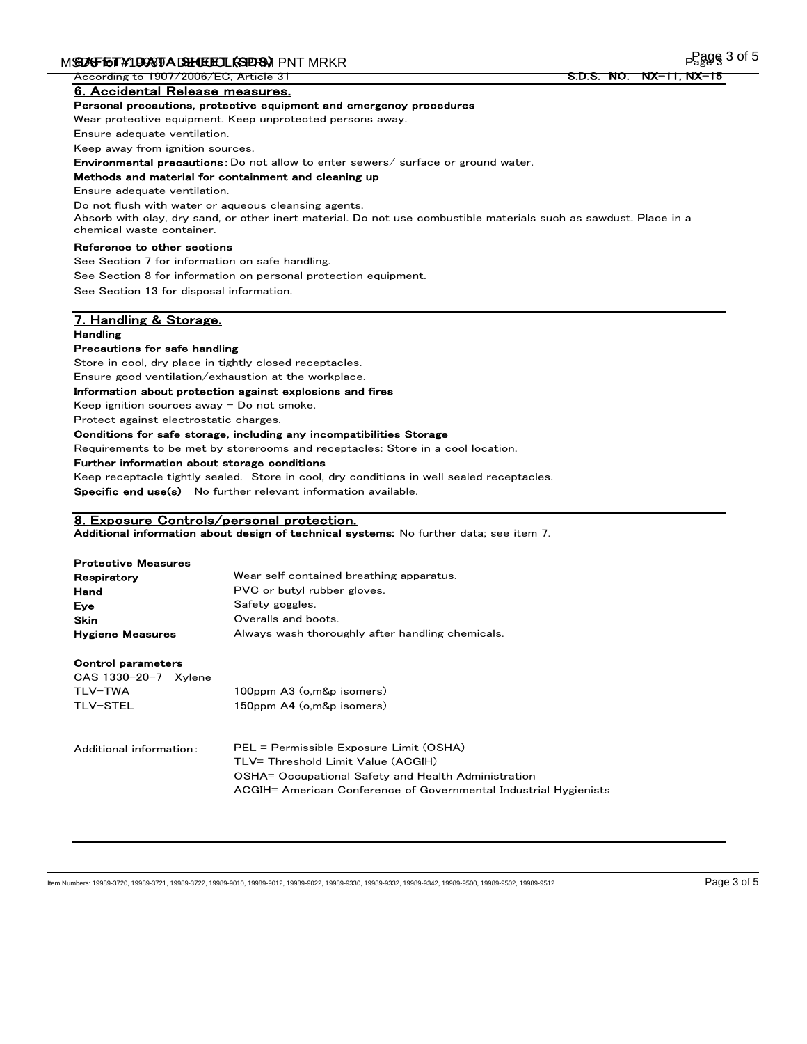According to 1907/2006/EC, Article 31 **S.D.S. NO. NX-11, NX-15**

## 6. Accidental Release measures.

**Personal precautions, protective equipment and emergency procedures**

Wear protective equipment. Keep unprotected persons away.

Ensure adequate ventilation.

Keep away from ignition sources.

**Environmental precautions:** Do not allow to enter sewers/ surface or ground water.

**Methods and material for containment and cleaning up**

Ensure adequate ventilation.

Do not flush with water or aqueous cleansing agents.

Absorb with clay, dry sand, or other inert material. Do not use combustible materials such as sawdust. Place in a chemical waste container.

**Reference to other sections**

See Section 7 for information on safe handling.

See Section 8 for information on personal protection equipment.

See Section 13 for disposal information.

## 7. Handling & Storage.

**Handling**

**Precautions for safe handling**

Store in cool, dry place in tightly closed receptacles.

Ensure good ventilation/exhaustion at the workplace.

**Information about protection against explosions and fires**

Keep ignition sources away - Do not smoke.

Protect against electrostatic charges.

**Conditions for safe storage, including any incompatibilities Storage**

Requirements to be met by storerooms and receptacles: Store in a cool location.

**Further information about storage conditions**

Keep receptacle tightly sealed. Store in cool, dry conditions in well sealed receptacles.

**Specific end use(s)** No further relevant information available.

## 8. Exposure Controls/personal protection.

**Additional information about design of technical systems:** No further data; see item 7.

**Protective Measures**

| | |
|---|---|
| **Respiratory** | Wear self contained breathing apparatus. |
| **Hand** | PVC or butyl rubber gloves. |
| **Eye** | Safety goggles. |
| **Skin** | Overalls and boots. |
| **Hygiene Measures** | Always wash thoroughly after handling chemicals. |

**Control parameters**

CAS 1330-20-7 Xylene

| | |
|---|---|
| TLV-TWA | 100ppm A3 (o,m&p isomers) |
| TLV-STEL | 150ppm A4 (o,m&p isomers) |

Additional information:

PEL = Permissible Exposure Limit (OSHA)
TLV= Threshold Limit Value (ACGIH)
OSHA= Occupational Safety and Health Administration
ACGIH= American Conference of Governmental Industrial Hygienists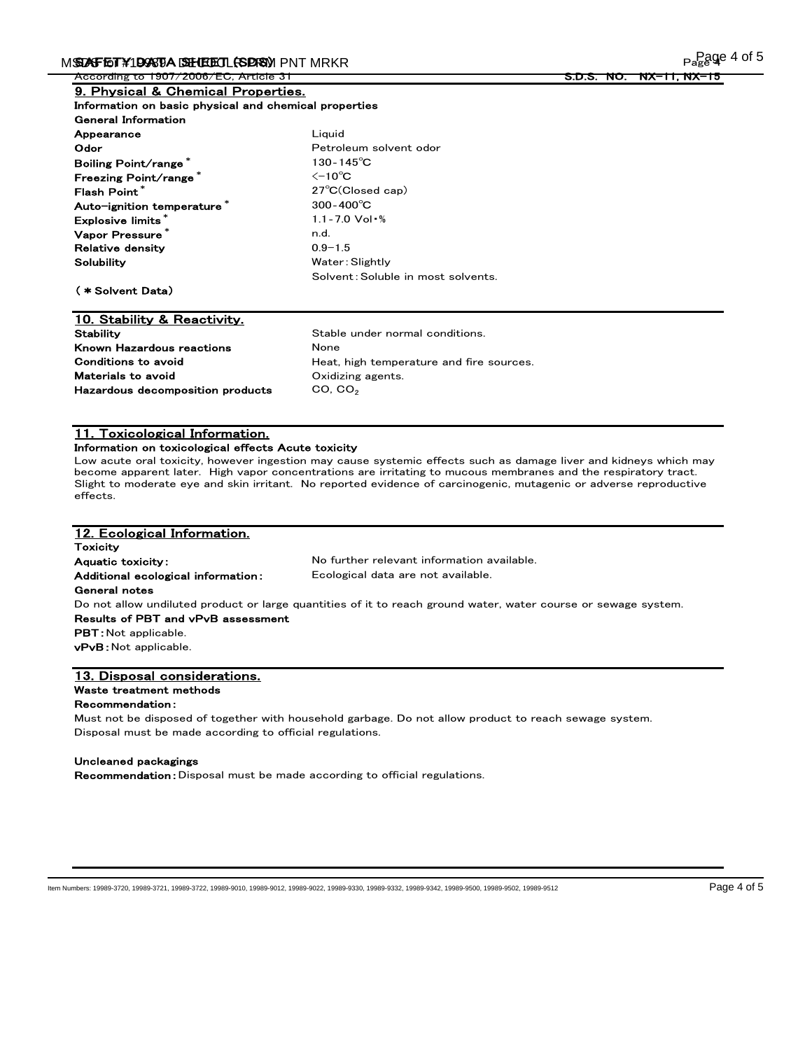According to 1907/2006/EC, Article 31 S.D.S. NO. NX-11, NX-15

## 9. Physical & Chemical Properties.

**Information on basic physical and chemical properties**

**General Information**

| | |
|---|---|
| **Appearance** | Liquid |
| **Odor** | Petroleum solvent odor |
| **Boiling Point/range*** | 130-145℃ |
| **Freezing Point/range*** | <−10℃ |
| **Flash Point*** | 27℃(Closed cap) |
| **Auto-ignition temperature*** | 300-400℃ |
| **Explosive limits*** | 1.1-7.0 Vol・% |
| **Vapor Pressure*** | n.d. |
| **Relative density** | 0.9−1.5 |
| **Solubility** | Water：Slightly<br>Solvent：Soluble in most solvents. |

**(＊Solvent Data)**

## 10. Stability & Reactivity.

| | |
|---|---|
| **Stability** | Stable under normal conditions. |
| **Known Hazardous reactions** | None |
| **Conditions to avoid** | Heat, high temperature and fire sources. |
| **Materials to avoid** | Oxidizing agents. |
| **Hazardous decomposition products** | CO, $CO_2$ |

## 11. Toxicological Information.

**Information on toxicological effects Acute toxicity**

Low acute oral toxicity, however ingestion may cause systemic effects such as damage liver and kidneys which may become apparent later. High vapor concentrations are irritating to mucous membranes and the respiratory tract. Slight to moderate eye and skin irritant. No reported evidence of carcinogenic, mutagenic or adverse reproductive effects.

## 12. Ecological Information.

**Toxicity**

| | |
|---|---|
| **Aquatic toxicity：** | No further relevant information available. |
| **Additional ecological information：** | Ecological data are not available. |

**General notes**

Do not allow undiluted product or large quantities of it to reach ground water, water course or sewage system.

**Results of PBT and vPvB assessment**

**PBT：**Not applicable.

**vPvB：**Not applicable.

## 13. Disposal considerations.

**Waste treatment methods**

**Recommendation：**

Must not be disposed of together with household garbage. Do not allow product to reach sewage system.
Disposal must be made according to official regulations.

**Uncleaned packagings**

**Recommendation：**Disposal must be made according to official regulations.

Item Numbers: 19989-3720, 19989-3721, 19989-3722, 19989-9010, 19989-9012, 19989-9022, 19989-9330, 19989-9332, 19989-9342, 19989-9500, 19989-9502, 19989-9512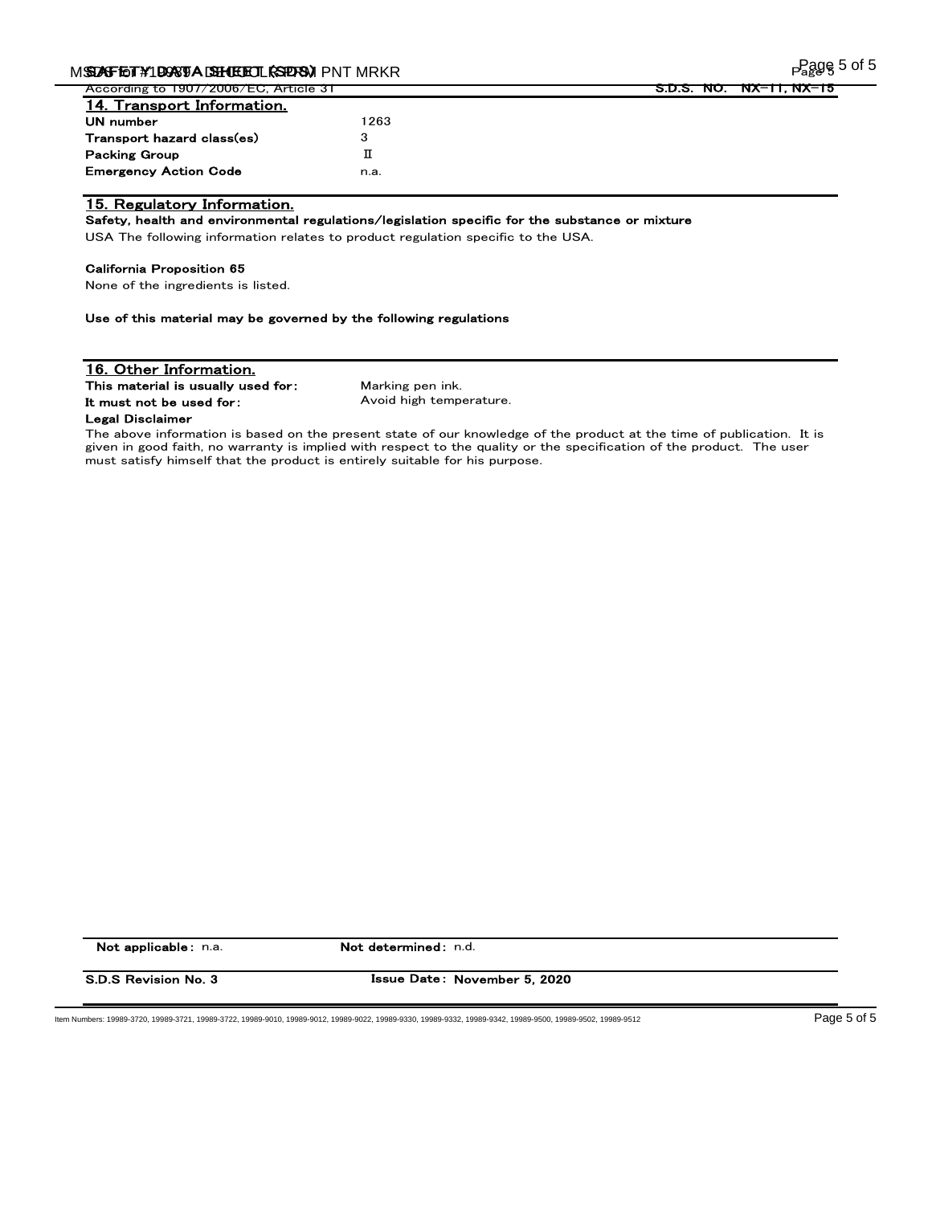According to 1907/2006/EC, Article 31 **S.D.S. NO. NX-11, NX-15**

## 14. Transport Information.

| | |
|---|---|
| **UN number** | 1263 |
| **Transport hazard class(es)** | 3 |
| **Packing Group** | II |
| **Emergency Action Code** | n.a. |

## 15. Regulatory Information.

**Safety, health and environmental regulations/legislation specific for the substance or mixture**

USA The following information relates to product regulation specific to the USA.

**California Proposition 65**

None of the ingredients is listed.

**Use of this material may be governed by the following regulations**

## 16. Other Information.

| | |
|---|---|
| **This material is usually used for:** | Marking pen ink. |
| **It must not be used for:** | Avoid high temperature. |

**Legal Disclaimer**

The above information is based on the present state of our knowledge of the product at the time of publication. It is given in good faith, no warranty is implied with respect to the quality or the specification of the product. The user must satisfy himself that the product is entirely suitable for his purpose.

**Not applicable:** n.a. **Not determined:** n.d.

**S.D.S Revision No. 3** **Issue Date: November 5, 2020**

Item Numbers: 19989-3720, 19989-3721, 19989-3722, 19989-9010, 19989-9012, 19989-9022, 19989-9330, 19989-9332, 19989-9342, 19989-9500, 19989-9502, 19989-9512